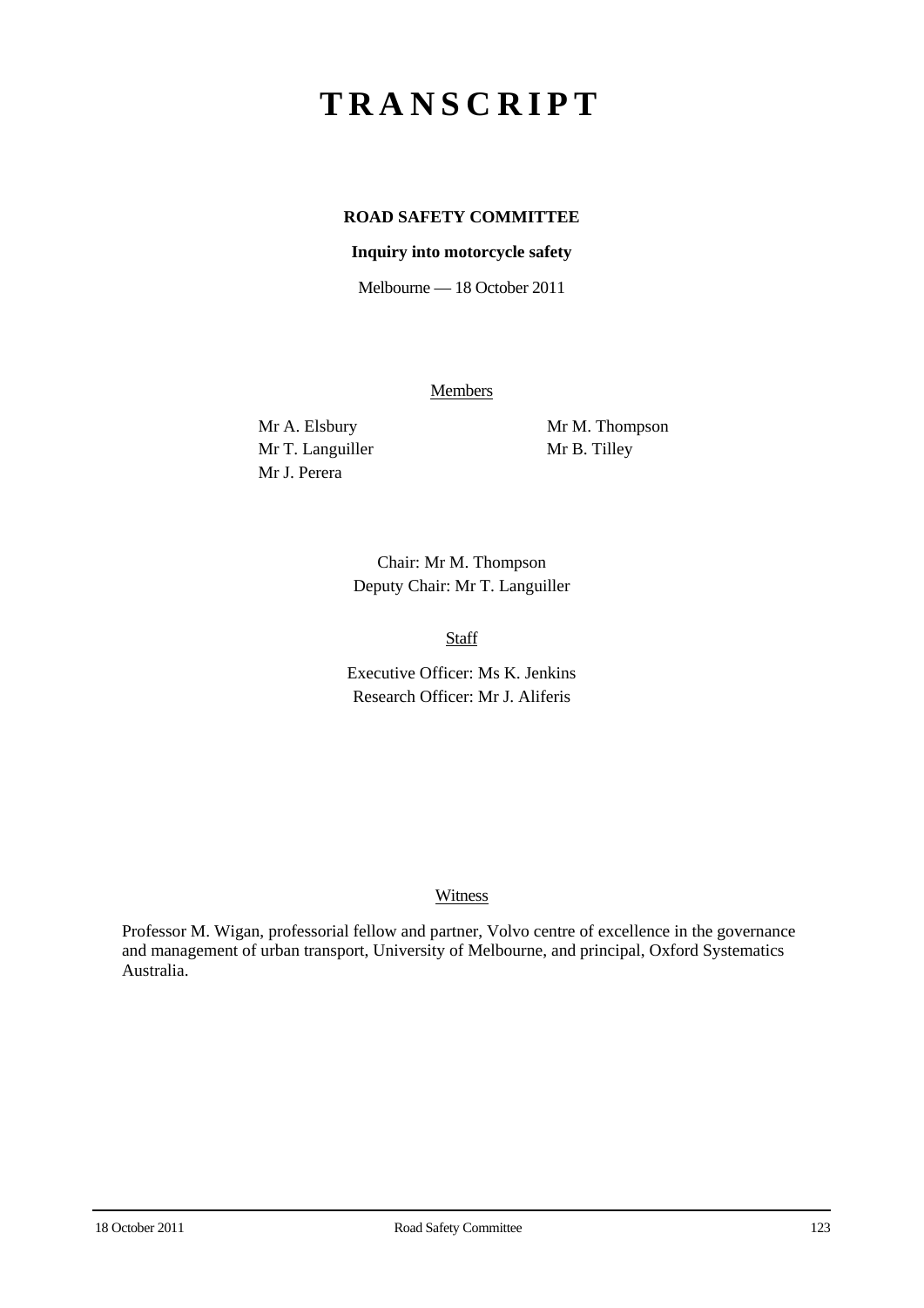# TRANSCRIPT

**ROAD SAFETY COMMITTEE**

**Inquiry into motorcycle safety**

Melbourne — 18 October 2011

Members

Mr A. Elsbury
Mr T. Languiller
Mr J. Perera
Mr M. Thompson
Mr B. Tilley

Chair: Mr M. Thompson
Deputy Chair: Mr T. Languiller

Staff

Executive Officer: Ms K. Jenkins
Research Officer: Mr J. Aliferis

Witness

Professor M. Wigan, professorial fellow and partner, Volvo centre of excellence in the governance and management of urban transport, University of Melbourne, and principal, Oxford Systematics Australia.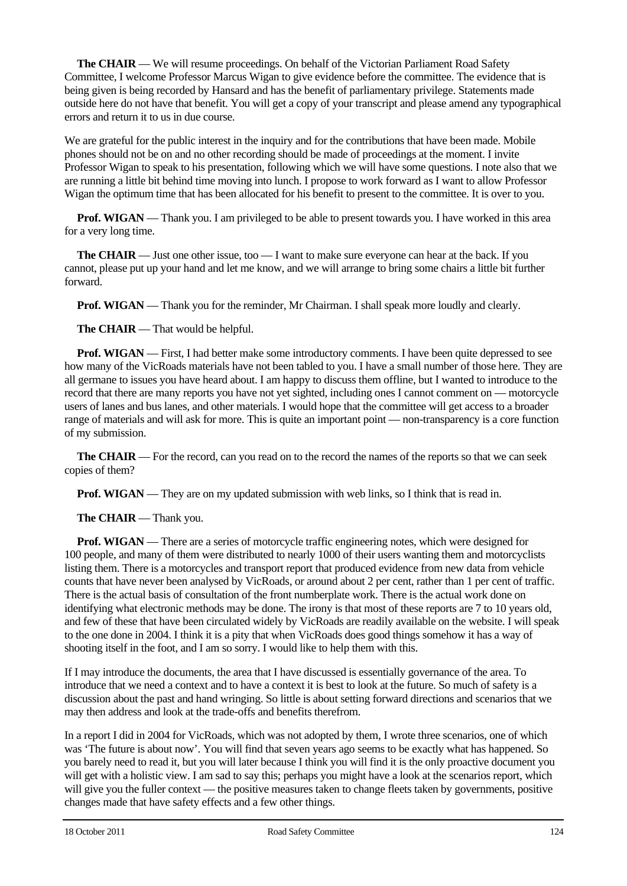**The CHAIR** — We will resume proceedings. On behalf of the Victorian Parliament Road Safety Committee, I welcome Professor Marcus Wigan to give evidence before the committee. The evidence that is being given is being recorded by Hansard and has the benefit of parliamentary privilege. Statements made outside here do not have that benefit. You will get a copy of your transcript and please amend any typographical errors and return it to us in due course.

We are grateful for the public interest in the inquiry and for the contributions that have been made. Mobile phones should not be on and no other recording should be made of proceedings at the moment. I invite Professor Wigan to speak to his presentation, following which we will have some questions. I note also that we are running a little bit behind time moving into lunch. I propose to work forward as I want to allow Professor Wigan the optimum time that has been allocated for his benefit to present to the committee. It is over to you.

**Prof. WIGAN** — Thank you. I am privileged to be able to present towards you. I have worked in this area for a very long time.

**The CHAIR** — Just one other issue, too — I want to make sure everyone can hear at the back. If you cannot, please put up your hand and let me know, and we will arrange to bring some chairs a little bit further forward.

**Prof. WIGAN** — Thank you for the reminder, Mr Chairman. I shall speak more loudly and clearly.

**The CHAIR** — That would be helpful.

**Prof. WIGAN** — First, I had better make some introductory comments. I have been quite depressed to see how many of the VicRoads materials have not been tabled to you. I have a small number of those here. They are all germane to issues you have heard about. I am happy to discuss them offline, but I wanted to introduce to the record that there are many reports you have not yet sighted, including ones I cannot comment on — motorcycle users of lanes and bus lanes, and other materials. I would hope that the committee will get access to a broader range of materials and will ask for more. This is quite an important point — non-transparency is a core function of my submission.

**The CHAIR** — For the record, can you read on to the record the names of the reports so that we can seek copies of them?

**Prof. WIGAN** — They are on my updated submission with web links, so I think that is read in.

**The CHAIR** — Thank you.

**Prof. WIGAN** — There are a series of motorcycle traffic engineering notes, which were designed for 100 people, and many of them were distributed to nearly 1000 of their users wanting them and motorcyclists listing them. There is a motorcycles and transport report that produced evidence from new data from vehicle counts that have never been analysed by VicRoads, or around about 2 per cent, rather than 1 per cent of traffic. There is the actual basis of consultation of the front numberplate work. There is the actual work done on identifying what electronic methods may be done. The irony is that most of these reports are 7 to 10 years old, and few of these that have been circulated widely by VicRoads are readily available on the website. I will speak to the one done in 2004. I think it is a pity that when VicRoads does good things somehow it has a way of shooting itself in the foot, and I am so sorry. I would like to help them with this.

If I may introduce the documents, the area that I have discussed is essentially governance of the area. To introduce that we need a context and to have a context it is best to look at the future. So much of safety is a discussion about the past and hand wringing. So little is about setting forward directions and scenarios that we may then address and look at the trade-offs and benefits therefrom.

In a report I did in 2004 for VicRoads, which was not adopted by them, I wrote three scenarios, one of which was 'The future is about now'. You will find that seven years ago seems to be exactly what has happened. So you barely need to read it, but you will later because I think you will find it is the only proactive document you will get with a holistic view. I am sad to say this; perhaps you might have a look at the scenarios report, which will give you the fuller context — the positive measures taken to change fleets taken by governments, positive changes made that have safety effects and a few other things.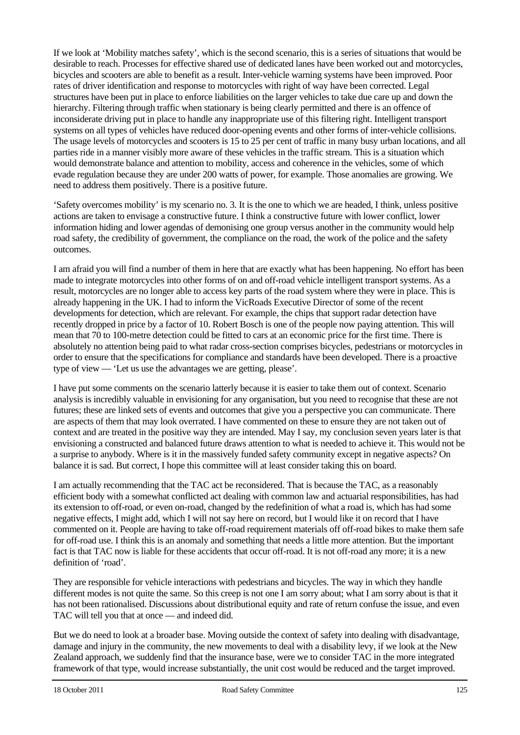If we look at 'Mobility matches safety', which is the second scenario, this is a series of situations that would be desirable to reach. Processes for effective shared use of dedicated lanes have been worked out and motorcycles, bicycles and scooters are able to benefit as a result. Inter-vehicle warning systems have been improved. Poor rates of driver identification and response to motorcycles with right of way have been corrected. Legal structures have been put in place to enforce liabilities on the larger vehicles to take due care up and down the hierarchy. Filtering through traffic when stationary is being clearly permitted and there is an offence of inconsiderate driving put in place to handle any inappropriate use of this filtering right. Intelligent transport systems on all types of vehicles have reduced door-opening events and other forms of inter-vehicle collisions. The usage levels of motorcycles and scooters is 15 to 25 per cent of traffic in many busy urban locations, and all parties ride in a manner visibly more aware of these vehicles in the traffic stream. This is a situation which would demonstrate balance and attention to mobility, access and coherence in the vehicles, some of which evade regulation because they are under 200 watts of power, for example. Those anomalies are growing. We need to address them positively. There is a positive future.

'Safety overcomes mobility' is my scenario no. 3. It is the one to which we are headed, I think, unless positive actions are taken to envisage a constructive future. I think a constructive future with lower conflict, lower information hiding and lower agendas of demonising one group versus another in the community would help road safety, the credibility of government, the compliance on the road, the work of the police and the safety outcomes.

I am afraid you will find a number of them in here that are exactly what has been happening. No effort has been made to integrate motorcycles into other forms of on and off-road vehicle intelligent transport systems. As a result, motorcycles are no longer able to access key parts of the road system where they were in place. This is already happening in the UK. I had to inform the VicRoads Executive Director of some of the recent developments for detection, which are relevant. For example, the chips that support radar detection have recently dropped in price by a factor of 10. Robert Bosch is one of the people now paying attention. This will mean that 70 to 100-metre detection could be fitted to cars at an economic price for the first time. There is absolutely no attention being paid to what radar cross-section comprises bicycles, pedestrians or motorcycles in order to ensure that the specifications for compliance and standards have been developed. There is a proactive type of view — 'Let us use the advantages we are getting, please'.

I have put some comments on the scenario latterly because it is easier to take them out of context. Scenario analysis is incredibly valuable in envisioning for any organisation, but you need to recognise that these are not futures; these are linked sets of events and outcomes that give you a perspective you can communicate. There are aspects of them that may look overrated. I have commented on these to ensure they are not taken out of context and are treated in the positive way they are intended. May I say, my conclusion seven years later is that envisioning a constructed and balanced future draws attention to what is needed to achieve it. This would not be a surprise to anybody. Where is it in the massively funded safety community except in negative aspects? On balance it is sad. But correct, I hope this committee will at least consider taking this on board.

I am actually recommending that the TAC act be reconsidered. That is because the TAC, as a reasonably efficient body with a somewhat conflicted act dealing with common law and actuarial responsibilities, has had its extension to off-road, or even on-road, changed by the redefinition of what a road is, which has had some negative effects, I might add, which I will not say here on record, but I would like it on record that I have commented on it. People are having to take off-road requirement materials off off-road bikes to make them safe for off-road use. I think this is an anomaly and something that needs a little more attention. But the important fact is that TAC now is liable for these accidents that occur off-road. It is not off-road any more; it is a new definition of 'road'.

They are responsible for vehicle interactions with pedestrians and bicycles. The way in which they handle different modes is not quite the same. So this creep is not one I am sorry about; what I am sorry about is that it has not been rationalised. Discussions about distributional equity and rate of return confuse the issue, and even TAC will tell you that at once — and indeed did.

But we do need to look at a broader base. Moving outside the context of safety into dealing with disadvantage, damage and injury in the community, the new movements to deal with a disability levy, if we look at the New Zealand approach, we suddenly find that the insurance base, were we to consider TAC in the more integrated framework of that type, would increase substantially, the unit cost would be reduced and the target improved.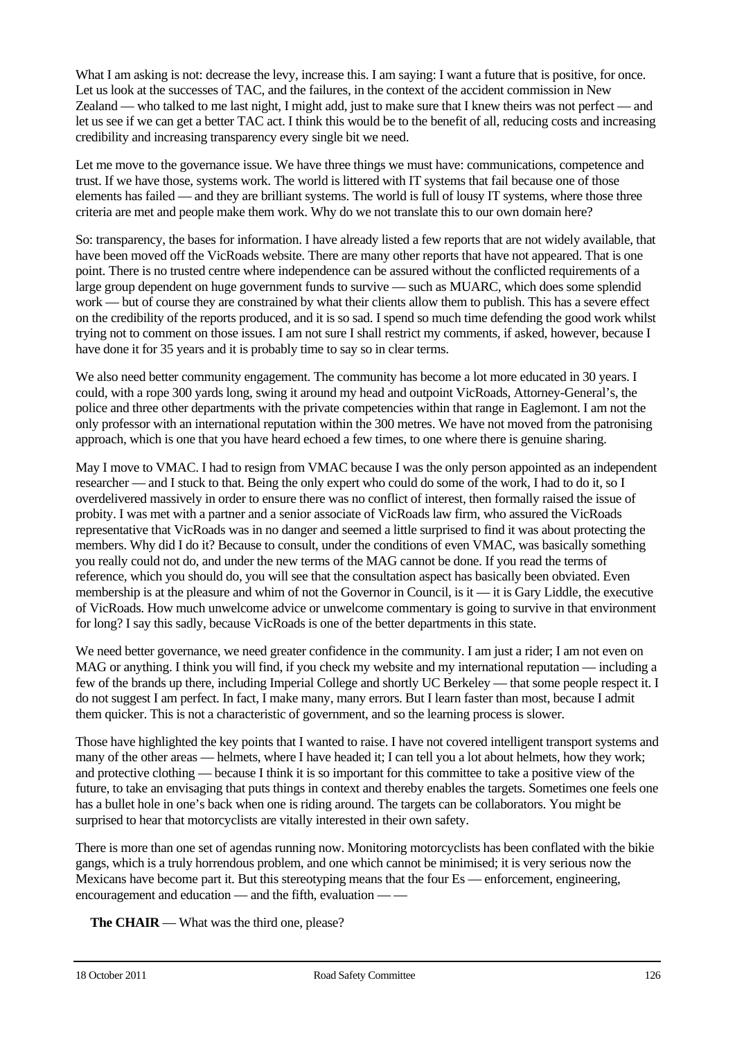What I am asking is not: decrease the levy, increase this. I am saying: I want a future that is positive, for once. Let us look at the successes of TAC, and the failures, in the context of the accident commission in New Zealand — who talked to me last night, I might add, just to make sure that I knew theirs was not perfect — and let us see if we can get a better TAC act. I think this would be to the benefit of all, reducing costs and increasing credibility and increasing transparency every single bit we need.

Let me move to the governance issue. We have three things we must have: communications, competence and trust. If we have those, systems work. The world is littered with IT systems that fail because one of those elements has failed — and they are brilliant systems. The world is full of lousy IT systems, where those three criteria are met and people make them work. Why do we not translate this to our own domain here?

So: transparency, the bases for information. I have already listed a few reports that are not widely available, that have been moved off the VicRoads website. There are many other reports that have not appeared. That is one point. There is no trusted centre where independence can be assured without the conflicted requirements of a large group dependent on huge government funds to survive — such as MUARC, which does some splendid work — but of course they are constrained by what their clients allow them to publish. This has a severe effect on the credibility of the reports produced, and it is so sad. I spend so much time defending the good work whilst trying not to comment on those issues. I am not sure I shall restrict my comments, if asked, however, because I have done it for 35 years and it is probably time to say so in clear terms.

We also need better community engagement. The community has become a lot more educated in 30 years. I could, with a rope 300 yards long, swing it around my head and outpoint VicRoads, Attorney-General's, the police and three other departments with the private competencies within that range in Eaglemont. I am not the only professor with an international reputation within the 300 metres. We have not moved from the patronising approach, which is one that you have heard echoed a few times, to one where there is genuine sharing.

May I move to VMAC. I had to resign from VMAC because I was the only person appointed as an independent researcher — and I stuck to that. Being the only expert who could do some of the work, I had to do it, so I overdelivered massively in order to ensure there was no conflict of interest, then formally raised the issue of probity. I was met with a partner and a senior associate of VicRoads law firm, who assured the VicRoads representative that VicRoads was in no danger and seemed a little surprised to find it was about protecting the members. Why did I do it? Because to consult, under the conditions of even VMAC, was basically something you really could not do, and under the new terms of the MAG cannot be done. If you read the terms of reference, which you should do, you will see that the consultation aspect has basically been obviated. Even membership is at the pleasure and whim of not the Governor in Council, is it — it is Gary Liddle, the executive of VicRoads. How much unwelcome advice or unwelcome commentary is going to survive in that environment for long? I say this sadly, because VicRoads is one of the better departments in this state.

We need better governance, we need greater confidence in the community. I am just a rider; I am not even on MAG or anything. I think you will find, if you check my website and my international reputation — including a few of the brands up there, including Imperial College and shortly UC Berkeley — that some people respect it. I do not suggest I am perfect. In fact, I make many, many errors. But I learn faster than most, because I admit them quicker. This is not a characteristic of government, and so the learning process is slower.

Those have highlighted the key points that I wanted to raise. I have not covered intelligent transport systems and many of the other areas — helmets, where I have headed it; I can tell you a lot about helmets, how they work; and protective clothing — because I think it is so important for this committee to take a positive view of the future, to take an envisaging that puts things in context and thereby enables the targets. Sometimes one feels one has a bullet hole in one's back when one is riding around. The targets can be collaborators. You might be surprised to hear that motorcyclists are vitally interested in their own safety.

There is more than one set of agendas running now. Monitoring motorcyclists has been conflated with the bikie gangs, which is a truly horrendous problem, and one which cannot be minimised; it is very serious now the Mexicans have become part it. But this stereotyping means that the four Es — enforcement, engineering, encouragement and education — and the fifth, evaluation — —

**The CHAIR** — What was the third one, please?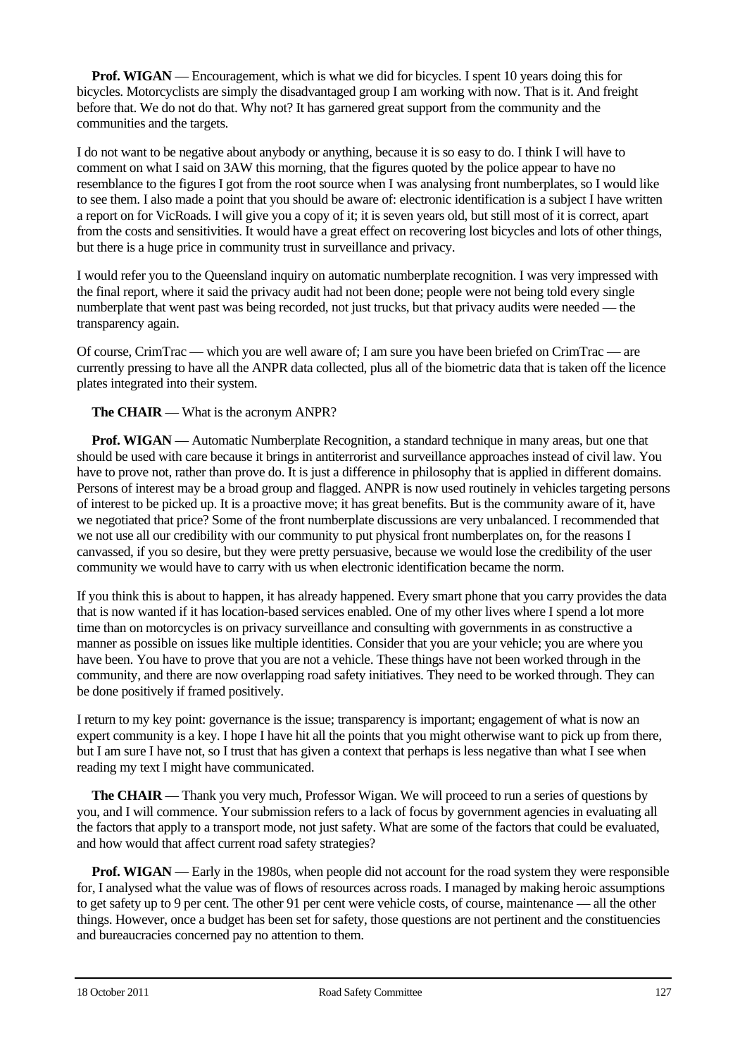**Prof. WIGAN** — Encouragement, which is what we did for bicycles. I spent 10 years doing this for bicycles. Motorcyclists are simply the disadvantaged group I am working with now. That is it. And freight before that. We do not do that. Why not? It has garnered great support from the community and the communities and the targets.

I do not want to be negative about anybody or anything, because it is so easy to do. I think I will have to comment on what I said on 3AW this morning, that the figures quoted by the police appear to have no resemblance to the figures I got from the root source when I was analysing front numberplates, so I would like to see them. I also made a point that you should be aware of: electronic identification is a subject I have written a report on for VicRoads. I will give you a copy of it; it is seven years old, but still most of it is correct, apart from the costs and sensitivities. It would have a great effect on recovering lost bicycles and lots of other things, but there is a huge price in community trust in surveillance and privacy.

I would refer you to the Queensland inquiry on automatic numberplate recognition. I was very impressed with the final report, where it said the privacy audit had not been done; people were not being told every single numberplate that went past was being recorded, not just trucks, but that privacy audits were needed — the transparency again.

Of course, CrimTrac — which you are well aware of; I am sure you have been briefed on CrimTrac — are currently pressing to have all the ANPR data collected, plus all of the biometric data that is taken off the licence plates integrated into their system.

**The CHAIR** — What is the acronym ANPR?

**Prof. WIGAN** — Automatic Numberplate Recognition, a standard technique in many areas, but one that should be used with care because it brings in antiterrorist and surveillance approaches instead of civil law. You have to prove not, rather than prove do. It is just a difference in philosophy that is applied in different domains. Persons of interest may be a broad group and flagged. ANPR is now used routinely in vehicles targeting persons of interest to be picked up. It is a proactive move; it has great benefits. But is the community aware of it, have we negotiated that price? Some of the front numberplate discussions are very unbalanced. I recommended that we not use all our credibility with our community to put physical front numberplates on, for the reasons I canvassed, if you so desire, but they were pretty persuasive, because we would lose the credibility of the user community we would have to carry with us when electronic identification became the norm.

If you think this is about to happen, it has already happened. Every smart phone that you carry provides the data that is now wanted if it has location-based services enabled. One of my other lives where I spend a lot more time than on motorcycles is on privacy surveillance and consulting with governments in as constructive a manner as possible on issues like multiple identities. Consider that you are your vehicle; you are where you have been. You have to prove that you are not a vehicle. These things have not been worked through in the community, and there are now overlapping road safety initiatives. They need to be worked through. They can be done positively if framed positively.

I return to my key point: governance is the issue; transparency is important; engagement of what is now an expert community is a key. I hope I have hit all the points that you might otherwise want to pick up from there, but I am sure I have not, so I trust that has given a context that perhaps is less negative than what I see when reading my text I might have communicated.

**The CHAIR** — Thank you very much, Professor Wigan. We will proceed to run a series of questions by you, and I will commence. Your submission refers to a lack of focus by government agencies in evaluating all the factors that apply to a transport mode, not just safety. What are some of the factors that could be evaluated, and how would that affect current road safety strategies?

**Prof. WIGAN** — Early in the 1980s, when people did not account for the road system they were responsible for, I analysed what the value was of flows of resources across roads. I managed by making heroic assumptions to get safety up to 9 per cent. The other 91 per cent were vehicle costs, of course, maintenance — all the other things. However, once a budget has been set for safety, those questions are not pertinent and the constituencies and bureaucracies concerned pay no attention to them.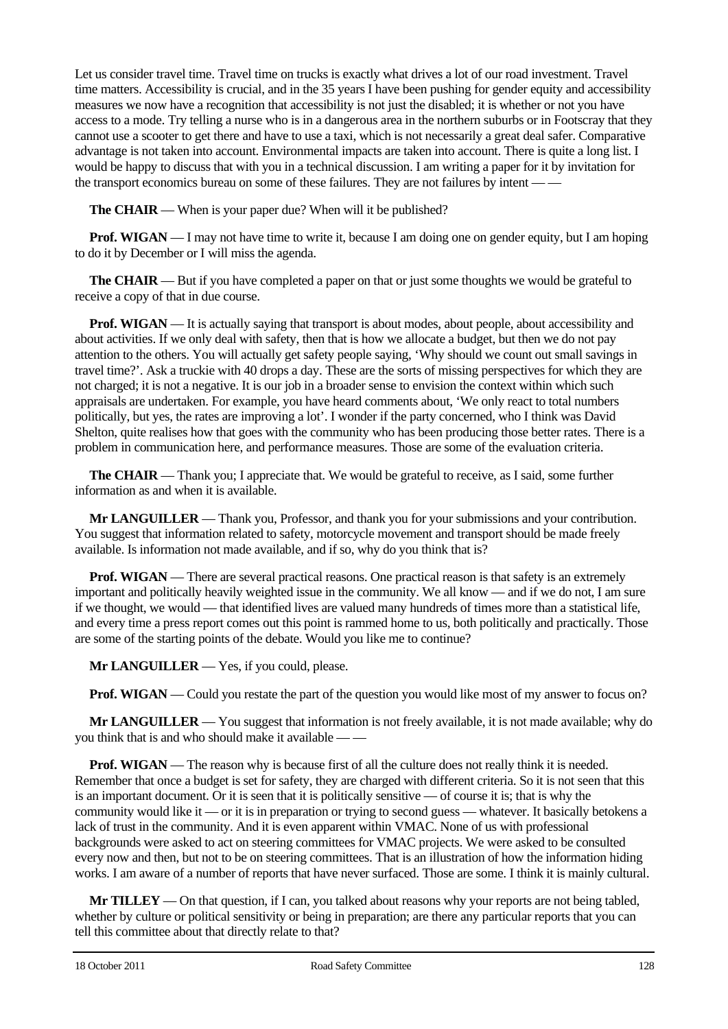Let us consider travel time. Travel time on trucks is exactly what drives a lot of our road investment. Travel time matters. Accessibility is crucial, and in the 35 years I have been pushing for gender equity and accessibility measures we now have a recognition that accessibility is not just the disabled; it is whether or not you have access to a mode. Try telling a nurse who is in a dangerous area in the northern suburbs or in Footscray that they cannot use a scooter to get there and have to use a taxi, which is not necessarily a great deal safer. Comparative advantage is not taken into account. Environmental impacts are taken into account. There is quite a long list. I would be happy to discuss that with you in a technical discussion. I am writing a paper for it by invitation for the transport economics bureau on some of these failures. They are not failures by intent — —

**The CHAIR** — When is your paper due? When will it be published?

**Prof. WIGAN** — I may not have time to write it, because I am doing one on gender equity, but I am hoping to do it by December or I will miss the agenda.

**The CHAIR** — But if you have completed a paper on that or just some thoughts we would be grateful to receive a copy of that in due course.

**Prof. WIGAN** — It is actually saying that transport is about modes, about people, about accessibility and about activities. If we only deal with safety, then that is how we allocate a budget, but then we do not pay attention to the others. You will actually get safety people saying, 'Why should we count out small savings in travel time?'. Ask a truckie with 40 drops a day. These are the sorts of missing perspectives for which they are not charged; it is not a negative. It is our job in a broader sense to envision the context within which such appraisals are undertaken. For example, you have heard comments about, 'We only react to total numbers politically, but yes, the rates are improving a lot'. I wonder if the party concerned, who I think was David Shelton, quite realises how that goes with the community who has been producing those better rates. There is a problem in communication here, and performance measures. Those are some of the evaluation criteria.

**The CHAIR** — Thank you; I appreciate that. We would be grateful to receive, as I said, some further information as and when it is available.

**Mr LANGUILLER** — Thank you, Professor, and thank you for your submissions and your contribution. You suggest that information related to safety, motorcycle movement and transport should be made freely available. Is information not made available, and if so, why do you think that is?

**Prof. WIGAN** — There are several practical reasons. One practical reason is that safety is an extremely important and politically heavily weighted issue in the community. We all know — and if we do not, I am sure if we thought, we would — that identified lives are valued many hundreds of times more than a statistical life, and every time a press report comes out this point is rammed home to us, both politically and practically. Those are some of the starting points of the debate. Would you like me to continue?

**Mr LANGUILLER** — Yes, if you could, please.

**Prof. WIGAN** — Could you restate the part of the question you would like most of my answer to focus on?

**Mr LANGUILLER** — You suggest that information is not freely available, it is not made available; why do you think that is and who should make it available — —

**Prof. WIGAN** — The reason why is because first of all the culture does not really think it is needed. Remember that once a budget is set for safety, they are charged with different criteria. So it is not seen that this is an important document. Or it is seen that it is politically sensitive — of course it is; that is why the community would like it — or it is in preparation or trying to second guess — whatever. It basically betokens a lack of trust in the community. And it is even apparent within VMAC. None of us with professional backgrounds were asked to act on steering committees for VMAC projects. We were asked to be consulted every now and then, but not to be on steering committees. That is an illustration of how the information hiding works. I am aware of a number of reports that have never surfaced. Those are some. I think it is mainly cultural.

**Mr TILLEY** — On that question, if I can, you talked about reasons why your reports are not being tabled, whether by culture or political sensitivity or being in preparation; are there any particular reports that you can tell this committee about that directly relate to that?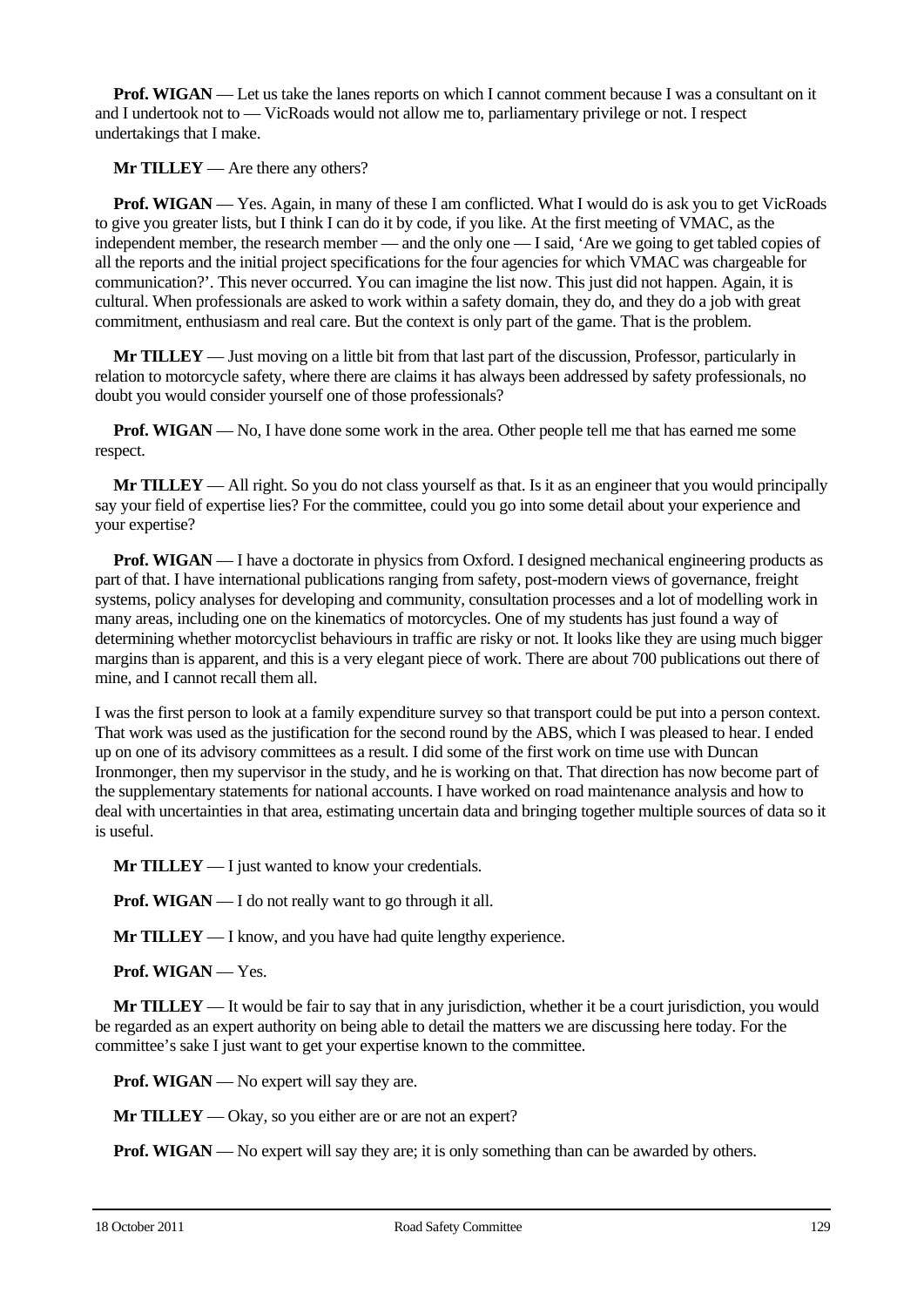**Prof. WIGAN** — Let us take the lanes reports on which I cannot comment because I was a consultant on it and I undertook not to — VicRoads would not allow me to, parliamentary privilege or not. I respect undertakings that I make.

**Mr TILLEY** — Are there any others?

**Prof. WIGAN** — Yes. Again, in many of these I am conflicted. What I would do is ask you to get VicRoads to give you greater lists, but I think I can do it by code, if you like. At the first meeting of VMAC, as the independent member, the research member — and the only one — I said, 'Are we going to get tabled copies of all the reports and the initial project specifications for the four agencies for which VMAC was chargeable for communication?'. This never occurred. You can imagine the list now. This just did not happen. Again, it is cultural. When professionals are asked to work within a safety domain, they do, and they do a job with great commitment, enthusiasm and real care. But the context is only part of the game. That is the problem.

**Mr TILLEY** — Just moving on a little bit from that last part of the discussion, Professor, particularly in relation to motorcycle safety, where there are claims it has always been addressed by safety professionals, no doubt you would consider yourself one of those professionals?

**Prof. WIGAN** — No, I have done some work in the area. Other people tell me that has earned me some respect.

**Mr TILLEY** — All right. So you do not class yourself as that. Is it as an engineer that you would principally say your field of expertise lies? For the committee, could you go into some detail about your experience and your expertise?

**Prof. WIGAN** — I have a doctorate in physics from Oxford. I designed mechanical engineering products as part of that. I have international publications ranging from safety, post-modern views of governance, freight systems, policy analyses for developing and community, consultation processes and a lot of modelling work in many areas, including one on the kinematics of motorcycles. One of my students has just found a way of determining whether motorcyclist behaviours in traffic are risky or not. It looks like they are using much bigger margins than is apparent, and this is a very elegant piece of work. There are about 700 publications out there of mine, and I cannot recall them all.

I was the first person to look at a family expenditure survey so that transport could be put into a person context. That work was used as the justification for the second round by the ABS, which I was pleased to hear. I ended up on one of its advisory committees as a result. I did some of the first work on time use with Duncan Ironmonger, then my supervisor in the study, and he is working on that. That direction has now become part of the supplementary statements for national accounts. I have worked on road maintenance analysis and how to deal with uncertainties in that area, estimating uncertain data and bringing together multiple sources of data so it is useful.

**Mr TILLEY** — I just wanted to know your credentials.

**Prof. WIGAN** — I do not really want to go through it all.

**Mr TILLEY** — I know, and you have had quite lengthy experience.

**Prof. WIGAN** — Yes.

**Mr TILLEY** — It would be fair to say that in any jurisdiction, whether it be a court jurisdiction, you would be regarded as an expert authority on being able to detail the matters we are discussing here today. For the committee's sake I just want to get your expertise known to the committee.

**Prof. WIGAN** — No expert will say they are.

**Mr TILLEY** — Okay, so you either are or are not an expert?

**Prof. WIGAN** — No expert will say they are; it is only something than can be awarded by others.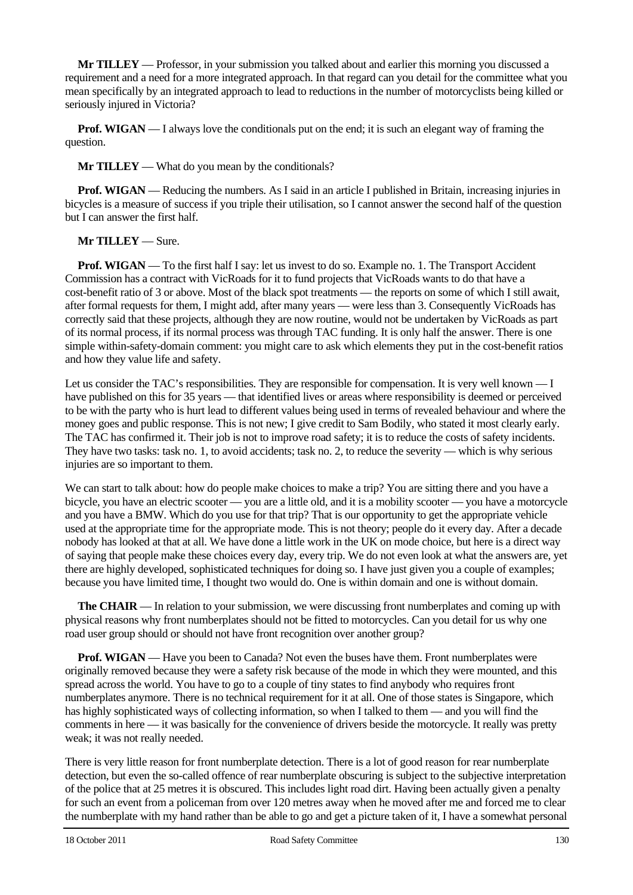**Mr TILLEY** — Professor, in your submission you talked about and earlier this morning you discussed a requirement and a need for a more integrated approach. In that regard can you detail for the committee what you mean specifically by an integrated approach to lead to reductions in the number of motorcyclists being killed or seriously injured in Victoria?

**Prof. WIGAN** — I always love the conditionals put on the end; it is such an elegant way of framing the question.

**Mr TILLEY** — What do you mean by the conditionals?

**Prof. WIGAN** — Reducing the numbers. As I said in an article I published in Britain, increasing injuries in bicycles is a measure of success if you triple their utilisation, so I cannot answer the second half of the question but I can answer the first half.

**Mr TILLEY** — Sure.

**Prof. WIGAN** — To the first half I say: let us invest to do so. Example no. 1. The Transport Accident Commission has a contract with VicRoads for it to fund projects that VicRoads wants to do that have a cost-benefit ratio of 3 or above. Most of the black spot treatments — the reports on some of which I still await, after formal requests for them, I might add, after many years — were less than 3. Consequently VicRoads has correctly said that these projects, although they are now routine, would not be undertaken by VicRoads as part of its normal process, if its normal process was through TAC funding. It is only half the answer. There is one simple within-safety-domain comment: you might care to ask which elements they put in the cost-benefit ratios and how they value life and safety.

Let us consider the TAC's responsibilities. They are responsible for compensation. It is very well known — I have published on this for 35 years — that identified lives or areas where responsibility is deemed or perceived to be with the party who is hurt lead to different values being used in terms of revealed behaviour and where the money goes and public response. This is not new; I give credit to Sam Bodily, who stated it most clearly early. The TAC has confirmed it. Their job is not to improve road safety; it is to reduce the costs of safety incidents. They have two tasks: task no. 1, to avoid accidents; task no. 2, to reduce the severity — which is why serious injuries are so important to them.

We can start to talk about: how do people make choices to make a trip? You are sitting there and you have a bicycle, you have an electric scooter — you are a little old, and it is a mobility scooter — you have a motorcycle and you have a BMW. Which do you use for that trip? That is our opportunity to get the appropriate vehicle used at the appropriate time for the appropriate mode. This is not theory; people do it every day. After a decade nobody has looked at that at all. We have done a little work in the UK on mode choice, but here is a direct way of saying that people make these choices every day, every trip. We do not even look at what the answers are, yet there are highly developed, sophisticated techniques for doing so. I have just given you a couple of examples; because you have limited time, I thought two would do. One is within domain and one is without domain.

**The CHAIR** — In relation to your submission, we were discussing front numberplates and coming up with physical reasons why front numberplates should not be fitted to motorcycles. Can you detail for us why one road user group should or should not have front recognition over another group?

**Prof. WIGAN** — Have you been to Canada? Not even the buses have them. Front numberplates were originally removed because they were a safety risk because of the mode in which they were mounted, and this spread across the world. You have to go to a couple of tiny states to find anybody who requires front numberplates anymore. There is no technical requirement for it at all. One of those states is Singapore, which has highly sophisticated ways of collecting information, so when I talked to them — and you will find the comments in here — it was basically for the convenience of drivers beside the motorcycle. It really was pretty weak; it was not really needed.

There is very little reason for front numberplate detection. There is a lot of good reason for rear numberplate detection, but even the so-called offence of rear numberplate obscuring is subject to the subjective interpretation of the police that at 25 metres it is obscured. This includes light road dirt. Having been actually given a penalty for such an event from a policeman from over 120 metres away when he moved after me and forced me to clear the numberplate with my hand rather than be able to go and get a picture taken of it, I have a somewhat personal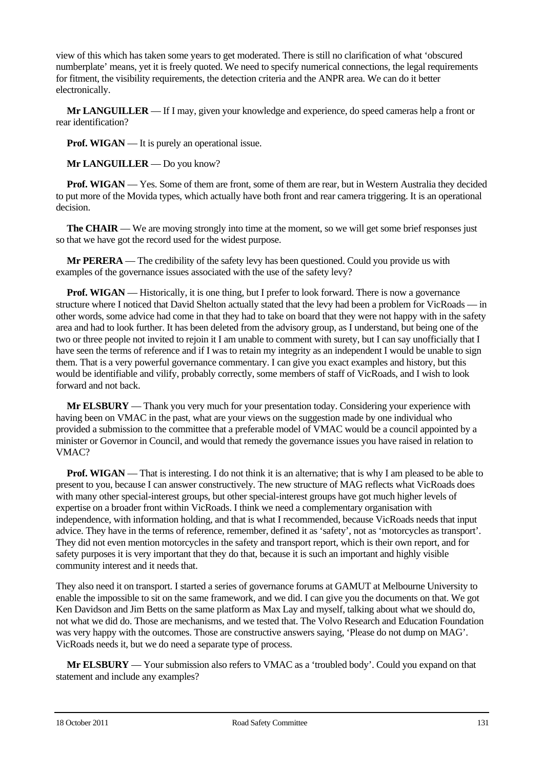view of this which has taken some years to get moderated. There is still no clarification of what 'obscured numberplate' means, yet it is freely quoted. We need to specify numerical connections, the legal requirements for fitment, the visibility requirements, the detection criteria and the ANPR area. We can do it better electronically.

**Mr LANGUILLER** — If I may, given your knowledge and experience, do speed cameras help a front or rear identification?

**Prof. WIGAN** — It is purely an operational issue.

**Mr LANGUILLER** — Do you know?

**Prof. WIGAN** — Yes. Some of them are front, some of them are rear, but in Western Australia they decided to put more of the Movida types, which actually have both front and rear camera triggering. It is an operational decision.

**The CHAIR** — We are moving strongly into time at the moment, so we will get some brief responses just so that we have got the record used for the widest purpose.

**Mr PERERA** — The credibility of the safety levy has been questioned. Could you provide us with examples of the governance issues associated with the use of the safety levy?

**Prof. WIGAN** — Historically, it is one thing, but I prefer to look forward. There is now a governance structure where I noticed that David Shelton actually stated that the levy had been a problem for VicRoads — in other words, some advice had come in that they had to take on board that they were not happy with in the safety area and had to look further. It has been deleted from the advisory group, as I understand, but being one of the two or three people not invited to rejoin it I am unable to comment with surety, but I can say unofficially that I have seen the terms of reference and if I was to retain my integrity as an independent I would be unable to sign them. That is a very powerful governance commentary. I can give you exact examples and history, but this would be identifiable and vilify, probably correctly, some members of staff of VicRoads, and I wish to look forward and not back.

**Mr ELSBURY** — Thank you very much for your presentation today. Considering your experience with having been on VMAC in the past, what are your views on the suggestion made by one individual who provided a submission to the committee that a preferable model of VMAC would be a council appointed by a minister or Governor in Council, and would that remedy the governance issues you have raised in relation to VMAC?

**Prof. WIGAN** — That is interesting. I do not think it is an alternative; that is why I am pleased to be able to present to you, because I can answer constructively. The new structure of MAG reflects what VicRoads does with many other special-interest groups, but other special-interest groups have got much higher levels of expertise on a broader front within VicRoads. I think we need a complementary organisation with independence, with information holding, and that is what I recommended, because VicRoads needs that input advice. They have in the terms of reference, remember, defined it as 'safety', not as 'motorcycles as transport'. They did not even mention motorcycles in the safety and transport report, which is their own report, and for safety purposes it is very important that they do that, because it is such an important and highly visible community interest and it needs that.

They also need it on transport. I started a series of governance forums at GAMUT at Melbourne University to enable the impossible to sit on the same framework, and we did. I can give you the documents on that. We got Ken Davidson and Jim Betts on the same platform as Max Lay and myself, talking about what we should do, not what we did do. Those are mechanisms, and we tested that. The Volvo Research and Education Foundation was very happy with the outcomes. Those are constructive answers saying, 'Please do not dump on MAG'. VicRoads needs it, but we do need a separate type of process.

**Mr ELSBURY** — Your submission also refers to VMAC as a 'troubled body'. Could you expand on that statement and include any examples?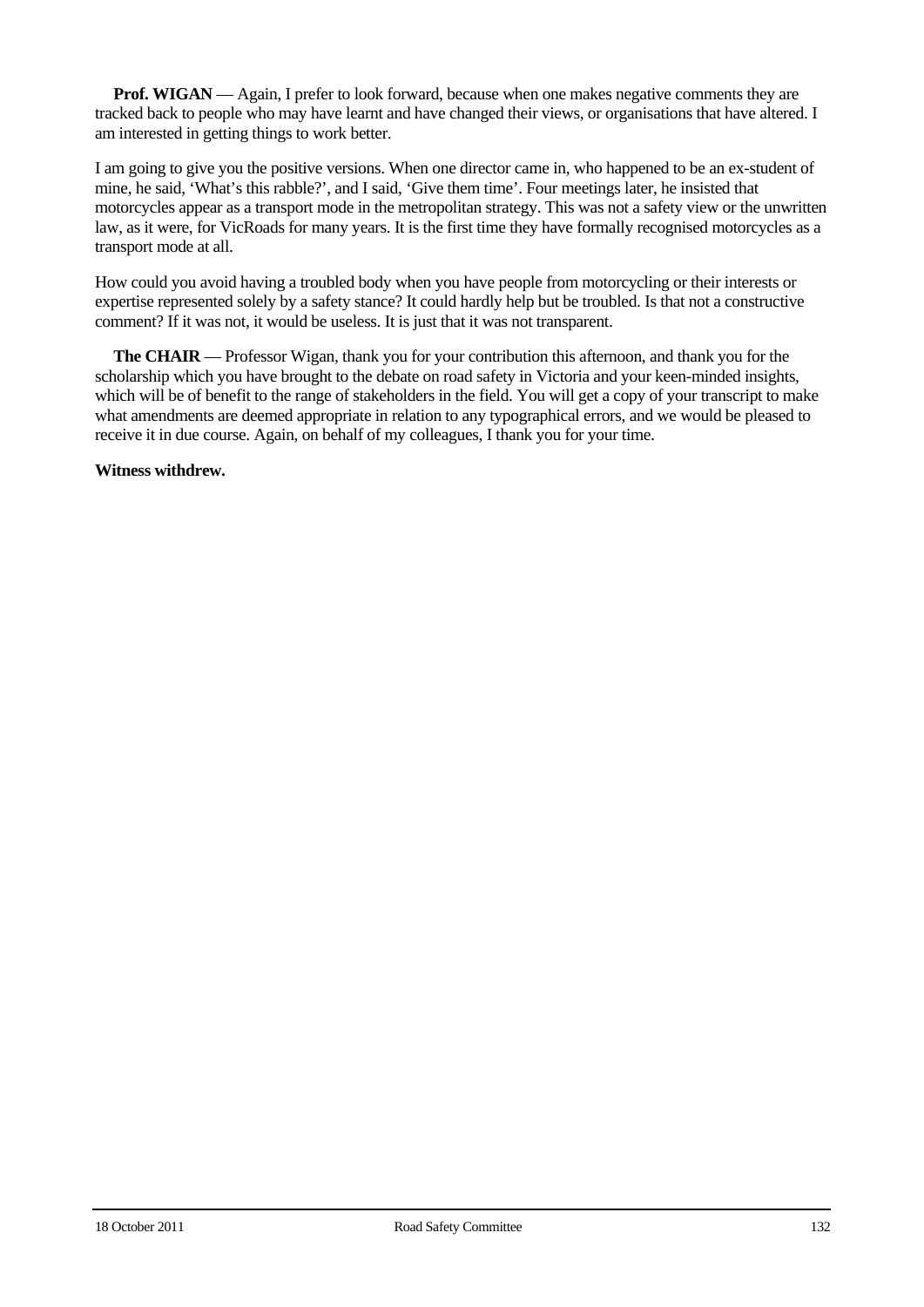**Prof. WIGAN** — Again, I prefer to look forward, because when one makes negative comments they are tracked back to people who may have learnt and have changed their views, or organisations that have altered. I am interested in getting things to work better.

I am going to give you the positive versions. When one director came in, who happened to be an ex-student of mine, he said, 'What's this rabble?', and I said, 'Give them time'. Four meetings later, he insisted that motorcycles appear as a transport mode in the metropolitan strategy. This was not a safety view or the unwritten law, as it were, for VicRoads for many years. It is the first time they have formally recognised motorcycles as a transport mode at all.

How could you avoid having a troubled body when you have people from motorcycling or their interests or expertise represented solely by a safety stance? It could hardly help but be troubled. Is that not a constructive comment? If it was not, it would be useless. It is just that it was not transparent.

**The CHAIR** — Professor Wigan, thank you for your contribution this afternoon, and thank you for the scholarship which you have brought to the debate on road safety in Victoria and your keen-minded insights, which will be of benefit to the range of stakeholders in the field. You will get a copy of your transcript to make what amendments are deemed appropriate in relation to any typographical errors, and we would be pleased to receive it in due course. Again, on behalf of my colleagues, I thank you for your time.

**Witness withdrew.**